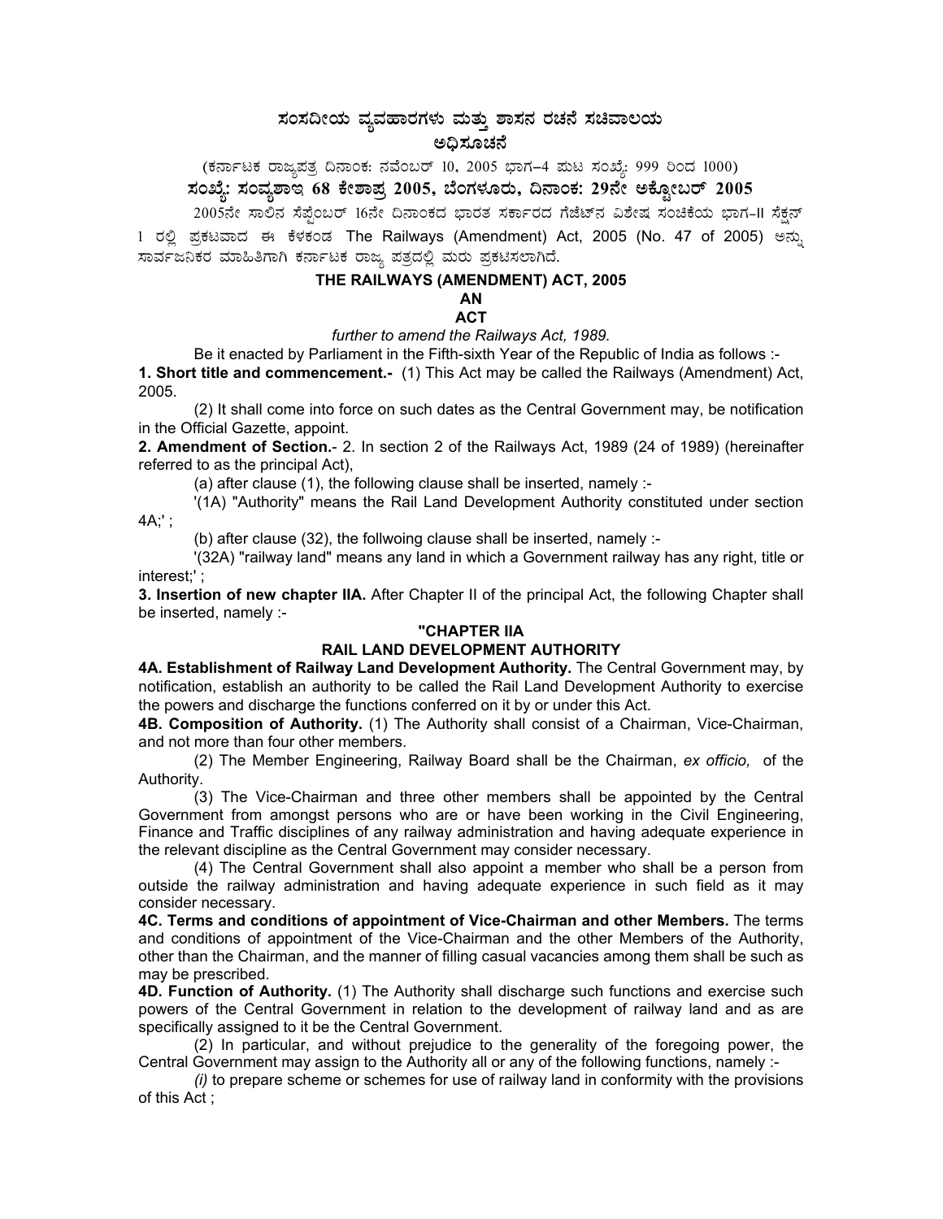# ಸಂಸದೀಯ ವ್ಯವಹಾರಗಳು ಮತ್ತು ಶಾಸನ ರಚನೆ ಸಚಿವಾಲಯ

## ಅಧಿಸೂಚನೆ

(ಕರ್ನಾಟಕ ರಾಜ್ಯಪತ್ರ ದಿನಾಂಕ: ನವೆಂಬರ್ 10, 2005 ಭಾಗ–4 ಪುಟ ಸಂಖ್ಯೆ: 999 ರಿಂದ 1000)

**ಸಂಖ್ಯೆ: ಸಂವ್ಯಶಾಇ 68 ಕೇಶಾಪ್ರ 2005, ಬೆಂಗಳೂರು, ದಿನಾಂಕ: 29ನೇ ಅಕ್ಟೋಬರ್ 2005**

2005ನೇ ಸಾಲಿನ ಸೆಪ್ಟೆಂಬರ್ 16ನೇ ದಿನಾಂಕದ ಭಾರತ ಸರ್ಕಾರದ ಗೆಜೆಟ್‌ನ ವಿಶೇಷ ಸಂಚಿಕೆಯ ಭಾಗ-II ಸೆಕ್ಷನ್ 1 ರಲ್ಲಿ ಪ್ರಕಟವಾದ ಈ ಕೆಳಕಂಡ The Railways (Amendment) Act, 2005 (No. 47 of 2005) ಅನ್ನು ಸಾರ್ವಜನಿಕರ ಮಾಹಿತಿಗಾಗಿ ಕರ್ನಾಟಕ ರಾಜ್ಯ ಪತ್ರದಲ್ಲಿ ಮರು ಪ್ರಕಟಿಸಲಾಗಿದೆ.

## THE RAILWAYS (AMENDMENT) ACT, 2005

### AN
### ACT

*further to amend the Railways Act, 1989.*

Be it enacted by Parliament in the Fifth-sixth Year of the Republic of India as follows :-

**1. Short title and commencement.-** (1) This Act may be called the Railways (Amendment) Act, 2005.

(2) It shall come into force on such dates as the Central Government may, be notification in the Official Gazette, appoint.

**2. Amendment of Section.**- 2. In section 2 of the Railways Act, 1989 (24 of 1989) (hereinafter referred to as the principal Act),

(a) after clause (1), the following clause shall be inserted, namely :-

'(1A) "Authority" means the Rail Land Development Authority constituted under section 4A;' ;

(b) after clause (32), the follwoing clause shall be inserted, namely :-

'(32A) "railway land" means any land in which a Government railway has any right, title or interest;' ;

**3. Insertion of new chapter IIA.** After Chapter II of the principal Act, the following Chapter shall be inserted, namely :-

### "CHAPTER IIA
### RAIL LAND DEVELOPMENT AUTHORITY

**4A. Establishment of Railway Land Development Authority.** The Central Government may, by notification, establish an authority to be called the Rail Land Development Authority to exercise the powers and discharge the functions conferred on it by or under this Act.

**4B. Composition of Authority.** (1) The Authority shall consist of a Chairman, Vice-Chairman, and not more than four other members.

(2) The Member Engineering, Railway Board shall be the Chairman, *ex officio,* of the Authority.

(3) The Vice-Chairman and three other members shall be appointed by the Central Government from amongst persons who are or have been working in the Civil Engineering, Finance and Traffic disciplines of any railway administration and having adequate experience in the relevant discipline as the Central Government may consider necessary.

(4) The Central Government shall also appoint a member who shall be a person from outside the railway administration and having adequate experience in such field as it may consider necessary.

**4C. Terms and conditions of appointment of Vice-Chairman and other Members.** The terms and conditions of appointment of the Vice-Chairman and the other Members of the Authority, other than the Chairman, and the manner of filling casual vacancies among them shall be such as may be prescribed.

**4D. Function of Authority.** (1) The Authority shall discharge such functions and exercise such powers of the Central Government in relation to the development of railway land and as are specifically assigned to it be the Central Government.

(2) In particular, and without prejudice to the generality of the foregoing power, the Central Government may assign to the Authority all or any of the following functions, namely :-

*(i)* to prepare scheme or schemes for use of railway land in conformity with the provisions of this Act ;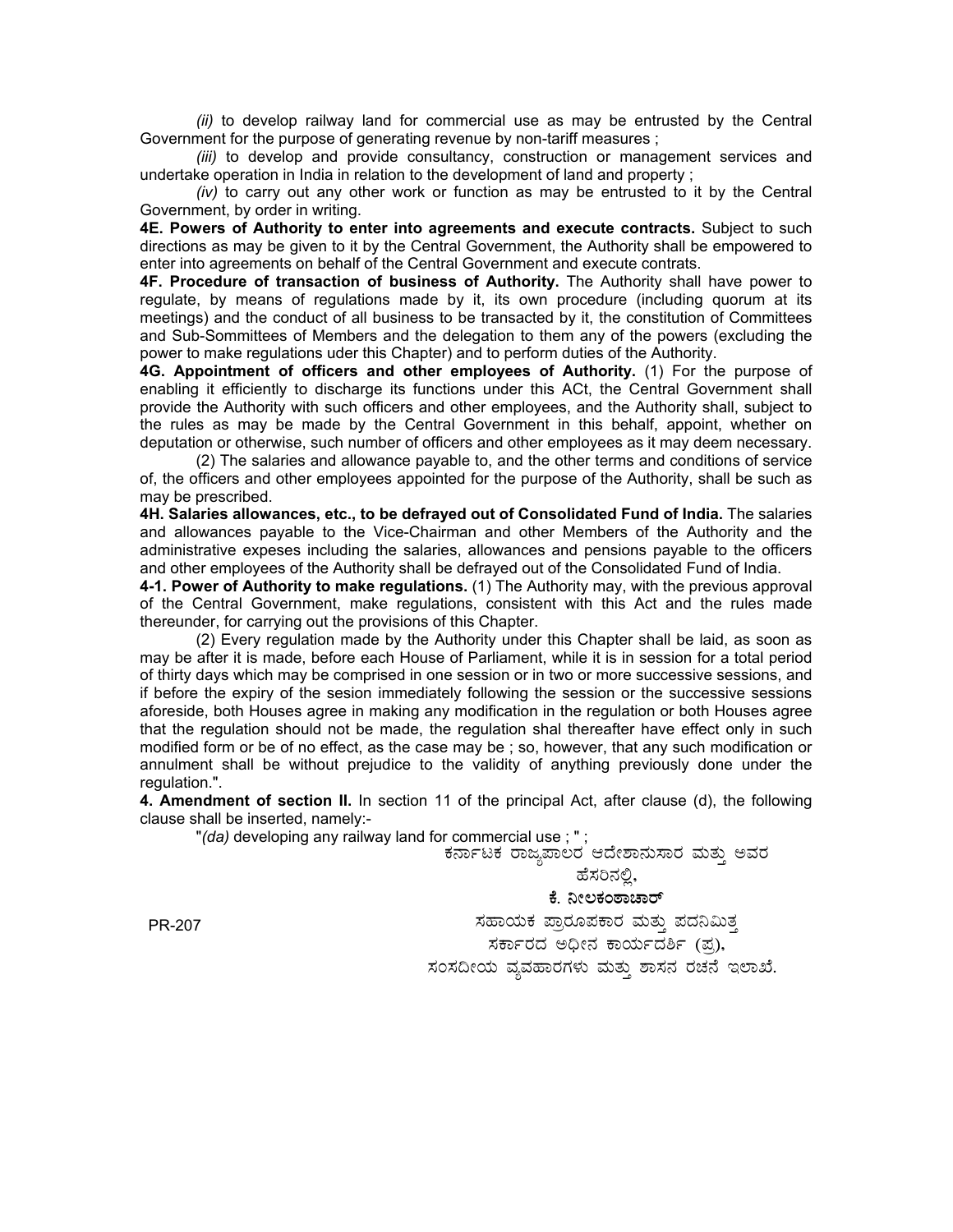*(ii)* to develop railway land for commercial use as may be entrusted by the Central Government for the purpose of generating revenue by non-tariff measures ;

*(iii)* to develop and provide consultancy, construction or management services and undertake operation in India in relation to the development of land and property ;

*(iv)* to carry out any other work or function as may be entrusted to it by the Central Government, by order in writing.

**4E. Powers of Authority to enter into agreements and execute contracts.** Subject to such directions as may be given to it by the Central Government, the Authority shall be empowered to enter into agreements on behalf of the Central Government and execute contrats.

**4F. Procedure of transaction of business of Authority.** The Authority shall have power to regulate, by means of regulations made by it, its own procedure (including quorum at its meetings) and the conduct of all business to be transacted by it, the constitution of Committees and Sub-Sommittees of Members and the delegation to them any of the powers (excluding the power to make regulations uder this Chapter) and to perform duties of the Authority.

**4G. Appointment of officers and other employees of Authority.** (1) For the purpose of enabling it efficiently to discharge its functions under this ACt, the Central Government shall provide the Authority with such officers and other employees, and the Authority shall, subject to the rules as may be made by the Central Government in this behalf, appoint, whether on deputation or otherwise, such number of officers and other employees as it may deem necessary.

(2) The salaries and allowance payable to, and the other terms and conditions of service of, the officers and other employees appointed for the purpose of the Authority, shall be such as may be prescribed.

**4H. Salaries allowances, etc., to be defrayed out of Consolidated Fund of India.** The salaries and allowances payable to the Vice-Chairman and other Members of the Authority and the administrative expeses including the salaries, allowances and pensions payable to the officers and other employees of the Authority shall be defrayed out of the Consolidated Fund of India.

**4-1. Power of Authority to make regulations.** (1) The Authority may, with the previous approval of the Central Government, make regulations, consistent with this Act and the rules made thereunder, for carrying out the provisions of this Chapter.

(2) Every regulation made by the Authority under this Chapter shall be laid, as soon as may be after it is made, before each House of Parliament, while it is in session for a total period of thirty days which may be comprised in one session or in two or more successive sessions, and if before the expiry of the sesion immediately following the session or the successive sessions aforeside, both Houses agree in making any modification in the regulation or both Houses agree that the regulation should not be made, the regulation shal thereafter have effect only in such modified form or be of no effect, as the case may be ; so, however, that any such modification or annulment shall be without prejudice to the validity of anything previously done under the regulation.".

**4. Amendment of section II.** In section 11 of the principal Act, after clause (d), the following clause shall be inserted, namely:-

"*(da)* developing any railway land for commercial use ; " ;

ಕರ್ನಾಟಕ ರಾಜ್ಯಪಾಲರ ಆದೇಶಾನುಸಾರ ಮತ್ತು ಅವರ ಹೆಸರಿನಲ್ಲಿ,

**ಕೆ. ನೀಲಕಂಠಾಚಾರ್**

ಸಹಾಯಕ ಪ್ರಾರೂಪಕಾರ ಮತ್ತು ಪದನಿಮಿತ್ತ ಸರ್ಕಾರದ ಅಧೀನ ಕಾರ್ಯದರ್ಶಿ (ಪ್ರ),
ಸಂಸದೀಯ ವ್ಯವಹಾರಗಳು ಮತ್ತು ಶಾಸನ ರಚನೆ ಇಲಾಖೆ.

PR-207